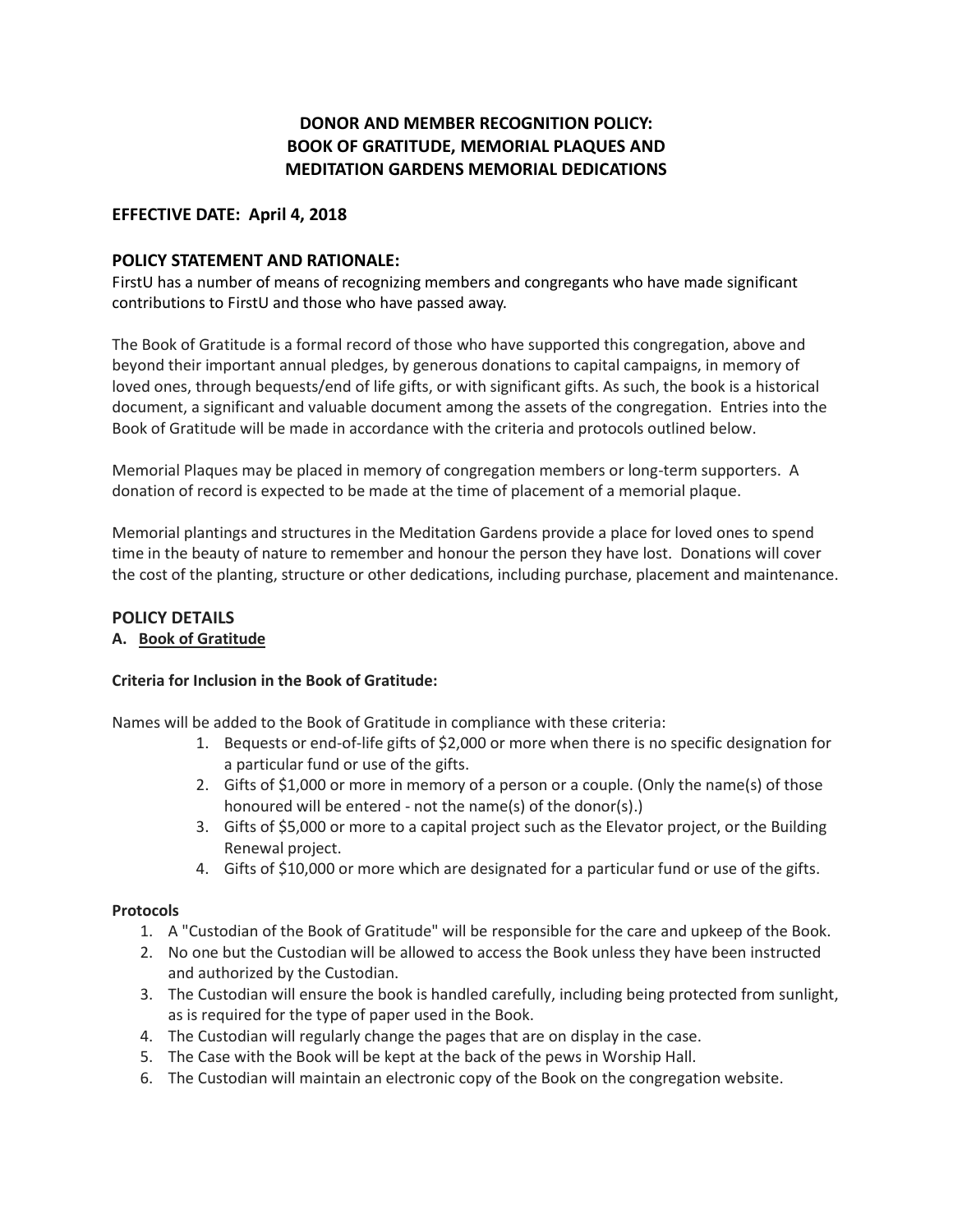# DONOR AND MEMBER RECOGNITION POLICY: BOOK OF GRATITUDE, MEMORIAL PLAQUES AND MEDITATION GARDENS MEMORIAL DEDICATIONS

## EFFECTIVE DATE: April 4, 2018

## POLICY STATEMENT AND RATIONALE:

FirstU has a number of means of recognizing members and congregants who have made significant contributions to FirstU and those who have passed away.

The Book of Gratitude is a formal record of those who have supported this congregation, above and beyond their important annual pledges, by generous donations to capital campaigns, in memory of loved ones, through bequests/end of life gifts, or with significant gifts. As such, the book is a historical document, a significant and valuable document among the assets of the congregation. Entries into the Book of Gratitude will be made in accordance with the criteria and protocols outlined below.

Memorial Plaques may be placed in memory of congregation members or long-term supporters. A donation of record is expected to be made at the time of placement of a memorial plaque.

Memorial plantings and structures in the Meditation Gardens provide a place for loved ones to spend time in the beauty of nature to remember and honour the person they have lost. Donations will cover the cost of the planting, structure or other dedications, including purchase, placement and maintenance.

## POLICY DETAILS

### A. Book of Gratitude

**Criteria for Inclusion in the Book of Gratitude:**

Names will be added to the Book of Gratitude in compliance with these criteria:

1. Bequests or end-of-life gifts of $2,000 or more when there is no specific designation for a particular fund or use of the gifts.
2. Gifts of $1,000 or more in memory of a person or a couple. (Only the name(s) of those honoured will be entered - not the name(s) of the donor(s).)
3. Gifts of $5,000 or more to a capital project such as the Elevator project, or the Building Renewal project.
4. Gifts of $10,000 or more which are designated for a particular fund or use of the gifts.

**Protocols**

1. A "Custodian of the Book of Gratitude" will be responsible for the care and upkeep of the Book.
2. No one but the Custodian will be allowed to access the Book unless they have been instructed and authorized by the Custodian.
3. The Custodian will ensure the book is handled carefully, including being protected from sunlight, as is required for the type of paper used in the Book.
4. The Custodian will regularly change the pages that are on display in the case.
5. The Case with the Book will be kept at the back of the pews in Worship Hall.
6. The Custodian will maintain an electronic copy of the Book on the congregation website.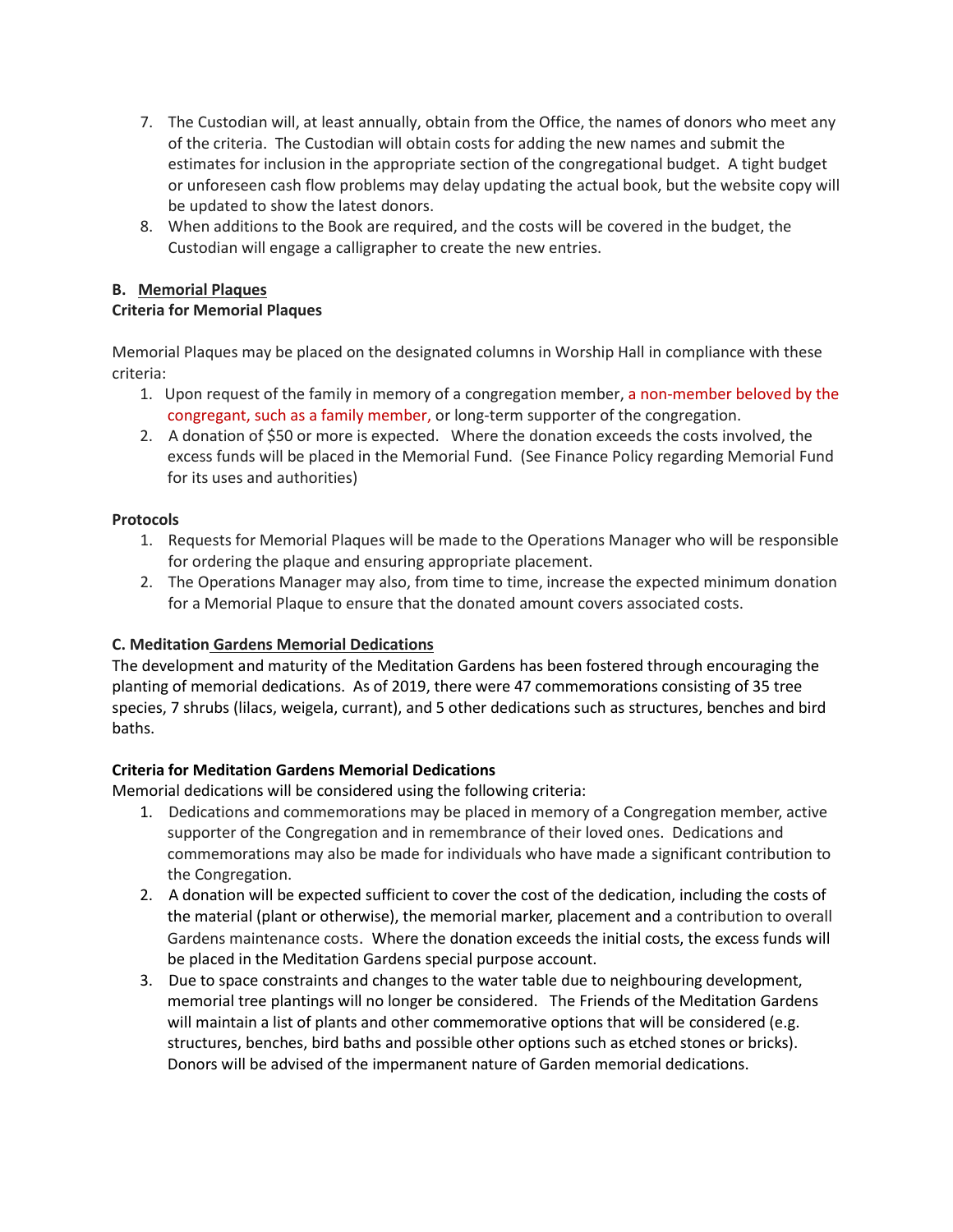7. The Custodian will, at least annually, obtain from the Office, the names of donors who meet any of the criteria. The Custodian will obtain costs for adding the new names and submit the estimates for inclusion in the appropriate section of the congregational budget. A tight budget or unforeseen cash flow problems may delay updating the actual book, but the website copy will be updated to show the latest donors.
8. When additions to the Book are required, and the costs will be covered in the budget, the Custodian will engage a calligrapher to create the new entries.

**B. <u>Memorial Plaques</u>**

**Criteria for Memorial Plaques**

Memorial Plaques may be placed on the designated columns in Worship Hall in compliance with these criteria:

1. Upon request of the family in memory of a congregation member, a non-member beloved by the congregant, such as a family member, or long-term supporter of the congregation.
2. A donation of $50 or more is expected. Where the donation exceeds the costs involved, the excess funds will be placed in the Memorial Fund. (See Finance Policy regarding Memorial Fund for its uses and authorities)

**Protocols**

1. Requests for Memorial Plaques will be made to the Operations Manager who will be responsible for ordering the plaque and ensuring appropriate placement.
2. The Operations Manager may also, from time to time, increase the expected minimum donation for a Memorial Plaque to ensure that the donated amount covers associated costs.

**C. Meditation <u>Gardens Memorial Dedications</u>**

The development and maturity of the Meditation Gardens has been fostered through encouraging the planting of memorial dedications. As of 2019, there were 47 commemorations consisting of 35 tree species, 7 shrubs (lilacs, weigela, currant), and 5 other dedications such as structures, benches and bird baths.

**Criteria for Meditation Gardens Memorial Dedications**

Memorial dedications will be considered using the following criteria:

1. Dedications and commemorations may be placed in memory of a Congregation member, active supporter of the Congregation and in remembrance of their loved ones. Dedications and commemorations may also be made for individuals who have made a significant contribution to the Congregation.
2. A donation will be expected sufficient to cover the cost of the dedication, including the costs of the material (plant or otherwise), the memorial marker, placement and a contribution to overall Gardens maintenance costs. Where the donation exceeds the initial costs, the excess funds will be placed in the Meditation Gardens special purpose account.
3. Due to space constraints and changes to the water table due to neighbouring development, memorial tree plantings will no longer be considered. The Friends of the Meditation Gardens will maintain a list of plants and other commemorative options that will be considered (e.g. structures, benches, bird baths and possible other options such as etched stones or bricks). Donors will be advised of the impermanent nature of Garden memorial dedications.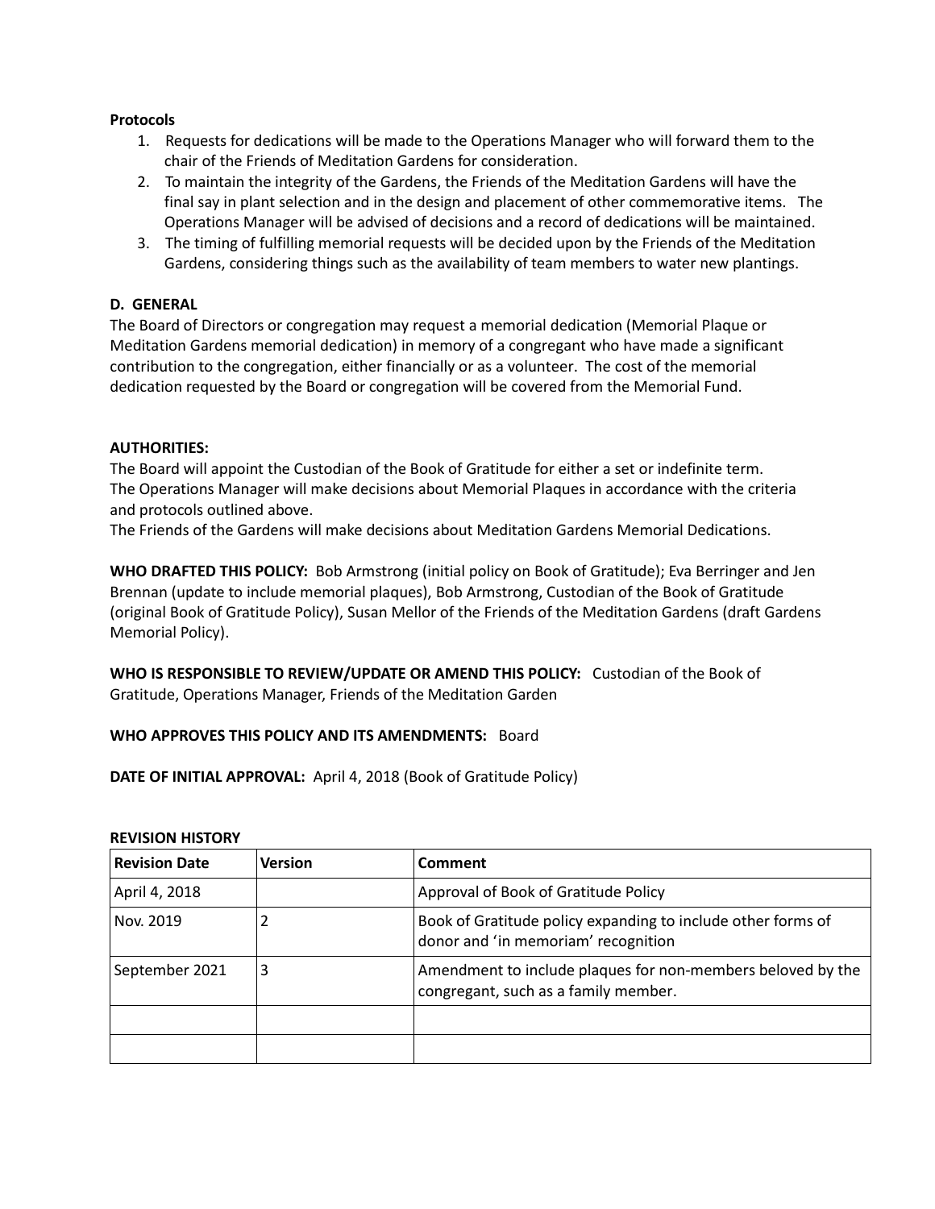**Protocols**

1. Requests for dedications will be made to the Operations Manager who will forward them to the chair of the Friends of Meditation Gardens for consideration.
2. To maintain the integrity of the Gardens, the Friends of the Meditation Gardens will have the final say in plant selection and in the design and placement of other commemorative items. The Operations Manager will be advised of decisions and a record of dedications will be maintained.
3. The timing of fulfilling memorial requests will be decided upon by the Friends of the Meditation Gardens, considering things such as the availability of team members to water new plantings.

**D. GENERAL**

The Board of Directors or congregation may request a memorial dedication (Memorial Plaque or Meditation Gardens memorial dedication) in memory of a congregant who have made a significant contribution to the congregation, either financially or as a volunteer. The cost of the memorial dedication requested by the Board or congregation will be covered from the Memorial Fund.

**AUTHORITIES:**

The Board will appoint the Custodian of the Book of Gratitude for either a set or indefinite term.
The Operations Manager will make decisions about Memorial Plaques in accordance with the criteria and protocols outlined above.
The Friends of the Gardens will make decisions about Meditation Gardens Memorial Dedications.

**WHO DRAFTED THIS POLICY:** Bob Armstrong (initial policy on Book of Gratitude); Eva Berringer and Jen Brennan (update to include memorial plaques), Bob Armstrong, Custodian of the Book of Gratitude (original Book of Gratitude Policy), Susan Mellor of the Friends of the Meditation Gardens (draft Gardens Memorial Policy).

**WHO IS RESPONSIBLE TO REVIEW/UPDATE OR AMEND THIS POLICY:** Custodian of the Book of Gratitude, Operations Manager, Friends of the Meditation Garden

**WHO APPROVES THIS POLICY AND ITS AMENDMENTS:** Board

**DATE OF INITIAL APPROVAL:** April 4, 2018 (Book of Gratitude Policy)

**REVISION HISTORY**

| Revision Date | Version | Comment |
|---|---|---|
| April 4, 2018 | | Approval of Book of Gratitude Policy |
| Nov. 2019 | 2 | Book of Gratitude policy expanding to include other forms of donor and 'in memoriam' recognition |
| September 2021 | 3 | Amendment to include plaques for non-members beloved by the congregant, such as a family member. |
| | | |
| | | |